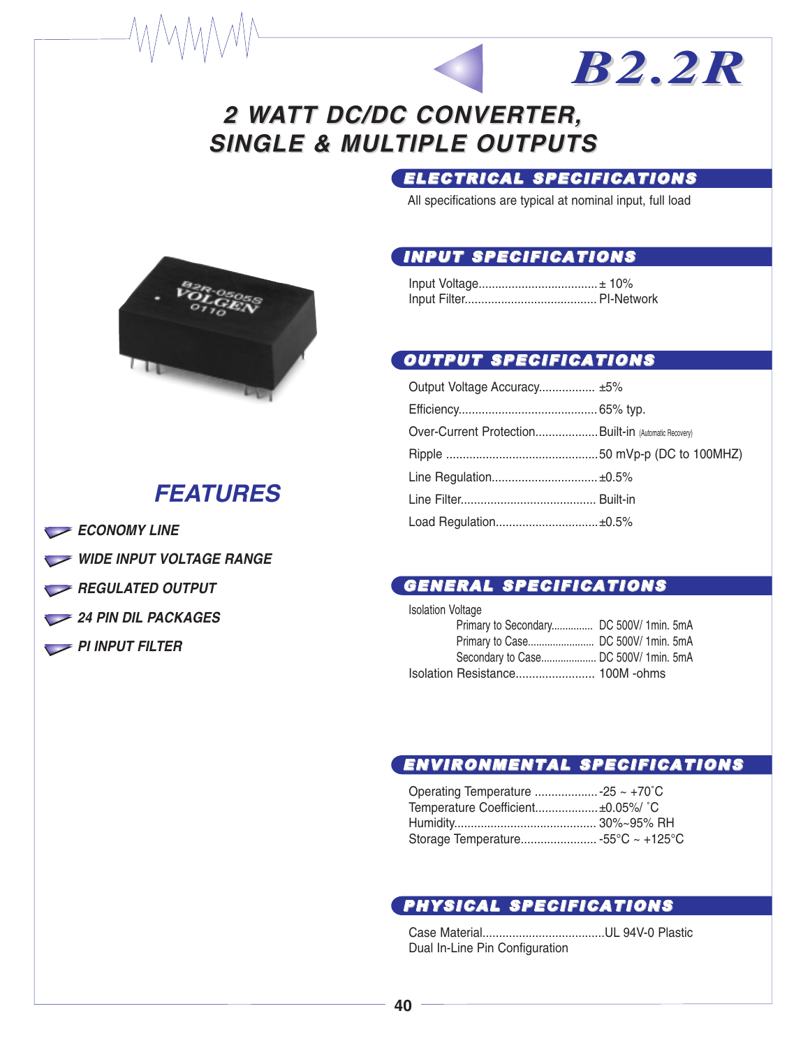# B2.2R

## 2 WATT DC/DC CONVERTER, SINGLE & MULTIPLE OUTPUTS

## FEATURES

- ECONOMY LINE
- WIDE INPUT VOLTAGE RANGE
- REGULATED OUTPUT
- 24 PIN DIL PACKAGES
- PI INPUT FILTER

## ELECTRICAL SPECIFICATIONS

All specifications are typical at nominal input, full load

## INPUT SPECIFICATIONS

Input Voltage.................................. ± 10%
Input Filter....................................... PI-Network

## OUTPUT SPECIFICATIONS

Output Voltage Accuracy................ ±5%
Efficiency......................................... 65% typ.
Over-Current Protection.................. Built-in (Automatic Recovery)
Ripple ............................................. 50 mVp-p (DC to 100MHZ)
Line Regulation............................... ±0.5%
Line Filter........................................ Built-in
Load Regulation.............................. ±0.5%

## GENERAL SPECIFICATIONS

Isolation Voltage
- Primary to Secondary.............. DC 500V/ 1min. 5mA
- Primary to Case....................... DC 500V/ 1min. 5mA
- Secondary to Case................... DC 500V/ 1min. 5mA

Isolation Resistance........................ 100M -ohms

## ENVIRONMENTAL SPECIFICATIONS

Operating Temperature .................. -25 ~ +70˚C
Temperature Coefficient.................. ±0.05%/ ˚C
Humidity.......................................... 30%~95% RH
Storage Temperature...................... -55°C ~ +125°C

## PHYSICAL SPECIFICATIONS

Case Material....................................UL 94V-0 Plastic
Dual In-Line Pin Configuration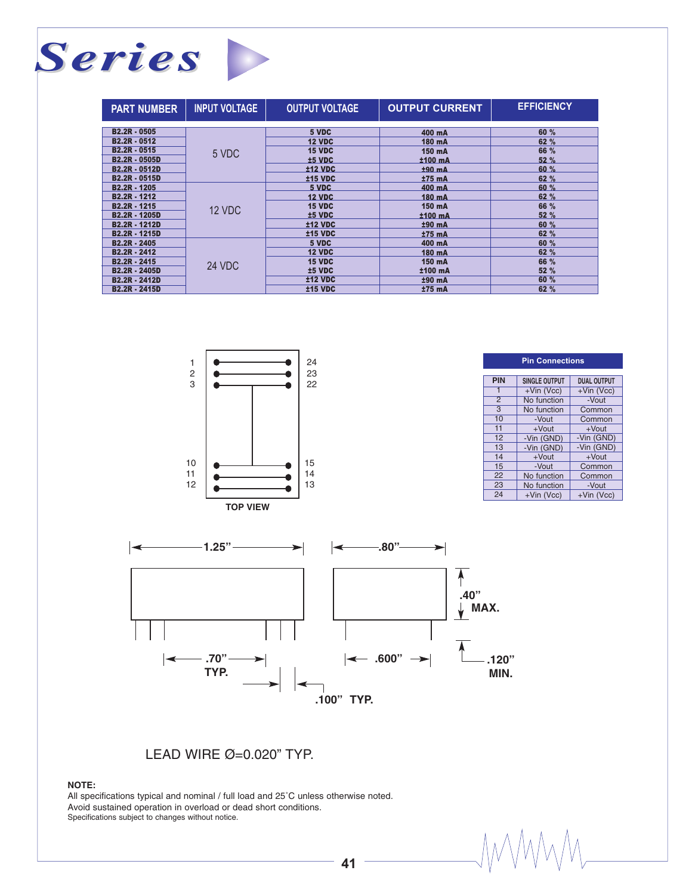# Series

| PART NUMBER | INPUT VOLTAGE | OUTPUT VOLTAGE | OUTPUT CURRENT | EFFICIENCY |
|---|---|---|---|---|
| B2.2R - 0505 | 5 VDC | 5 VDC | 400 mA | 60 % |
| B2.2R - 0512 | | 12 VDC | 180 mA | 62 % |
| B2.2R - 0515 | | 15 VDC | 150 mA | 66 % |
| B2.2R - 0505D | | ±5 VDC | ±100 mA | 52 % |
| B2.2R - 0512D | | ±12 VDC | ±90 mA | 60 % |
| B2.2R - 0515D | | ±15 VDC | ±75 mA | 62 % |
| B2.2R - 1205 | 12 VDC | 5 VDC | 400 mA | 60 % |
| B2.2R - 1212 | | 12 VDC | 180 mA | 62 % |
| B2.2R - 1215 | | 15 VDC | 150 mA | 66 % |
| B2.2R - 1205D | | ±5 VDC | ±100 mA | 52 % |
| B2.2R - 1212D | | ±12 VDC | ±90 mA | 60 % |
| B2.2R - 1215D | | ±15 VDC | ±75 mA | 62 % |
| B2.2R - 2405 | 24 VDC | 5 VDC | 400 mA | 60 % |
| B2.2R - 2412 | | 12 VDC | 180 mA | 62 % |
| B2.2R - 2415 | | 15 VDC | 150 mA | 66 % |
| B2.2R - 2405D | | ±5 VDC | ±100 mA | 52 % |
| B2.2R - 2412D | | ±12 VDC | ±90 mA | 60 % |
| B2.2R - 2415D | | ±15 VDC | ±75 mA | 62 % |

1
2
3
10
11
12
24
23
22
15
14
13

TOP VIEW

**Pin Connections**

| PIN | SINGLE OUTPUT | DUAL OUTPUT |
|---|---|---|
| 1 | +Vin (Vcc) | +Vin (Vcc) |
| 2 | No function | -Vout |
| 3 | No function | Common |
| 10 | -Vout | Common |
| 11 | +Vout | +Vout |
| 12 | -Vin (GND) | -Vin (GND) |
| 13 | -Vin (GND) | -Vin (GND) |
| 14 | +Vout | +Vout |
| 15 | -Vout | Common |
| 22 | No function | Common |
| 23 | No function | -Vout |
| 24 | +Vin (Vcc) | +Vin (Vcc) |

1.25”
.80”
.40” MAX.
.70” TYP.
.600”
.120” MIN.
.100” TYP.

LEAD WIRE Ø=0.020” TYP.

**NOTE:**
All specifications typical and nominal / full load and 25˚C unless otherwise noted.
Avoid sustained operation in overload or dead short conditions.
Specifications subject to changes without notice.